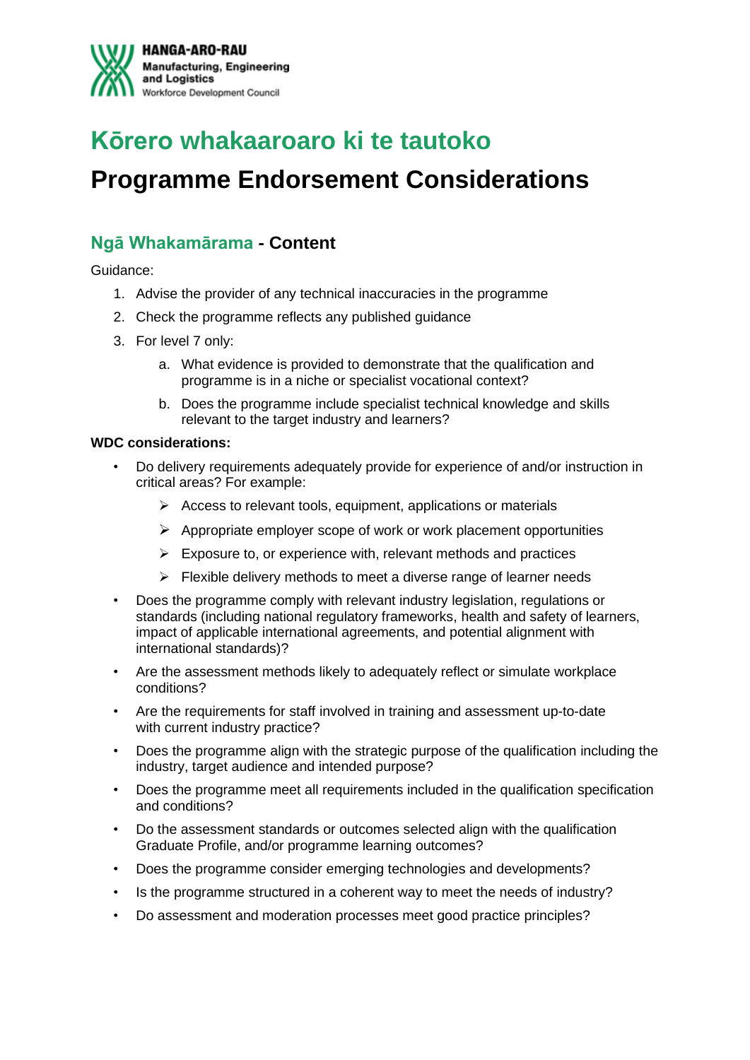HANGA-ARO-RAU
Manufacturing, Engineering and Logistics
Workforce Development Council

# Kōrero whakaaroaro ki te tautoko

# Programme Endorsement Considerations

## Ngā Whakamārama - Content

Guidance:

1. Advise the provider of any technical inaccuracies in the programme
2. Check the programme reflects any published guidance
3. For level 7 only:
    a. What evidence is provided to demonstrate that the qualification and programme is in a niche or specialist vocational context?
    b. Does the programme include specialist technical knowledge and skills relevant to the target industry and learners?

**WDC considerations:**

- Do delivery requirements adequately provide for experience of and/or instruction in critical areas? For example:
    - Access to relevant tools, equipment, applications or materials
    - Appropriate employer scope of work or work placement opportunities
    - Exposure to, or experience with, relevant methods and practices
    - Flexible delivery methods to meet a diverse range of learner needs
- Does the programme comply with relevant industry legislation, regulations or standards (including national regulatory frameworks, health and safety of learners, impact of applicable international agreements, and potential alignment with international standards)?
- Are the assessment methods likely to adequately reflect or simulate workplace conditions?
- Are the requirements for staff involved in training and assessment up-to-date with current industry practice?
- Does the programme align with the strategic purpose of the qualification including the industry, target audience and intended purpose?
- Does the programme meet all requirements included in the qualification specification and conditions?
- Do the assessment standards or outcomes selected align with the qualification Graduate Profile, and/or programme learning outcomes?
- Does the programme consider emerging technologies and developments?
- Is the programme structured in a coherent way to meet the needs of industry?
- Do assessment and moderation processes meet good practice principles?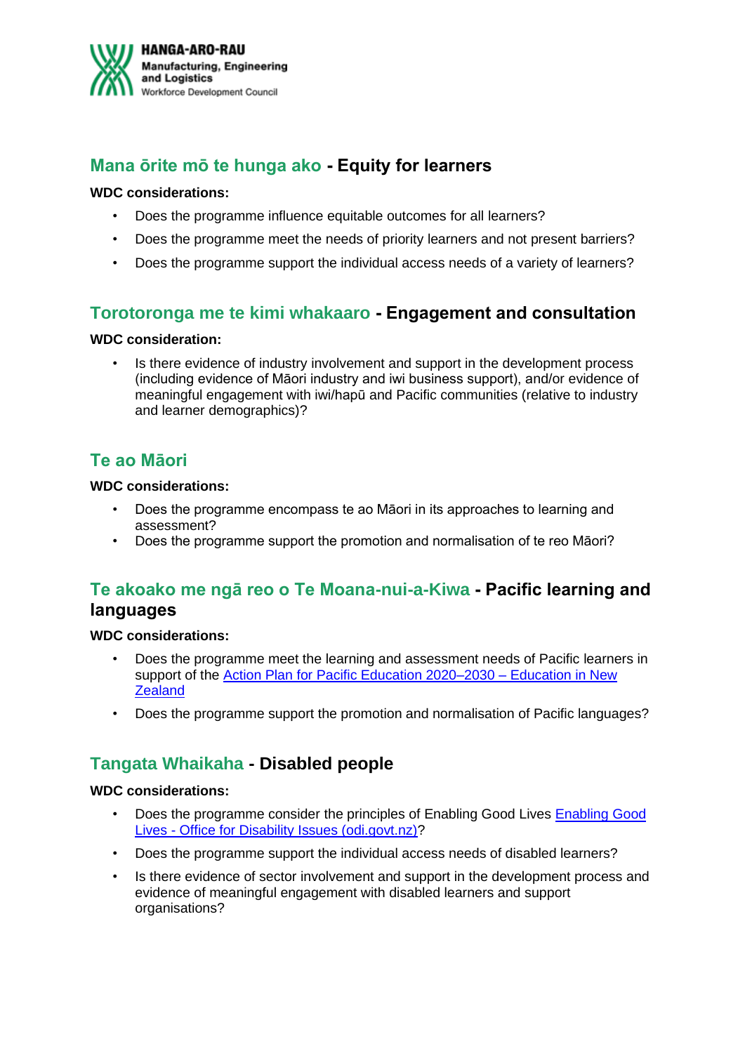## Mana ōrite mō te hunga ako - Equity for learners

**WDC considerations:**

- Does the programme influence equitable outcomes for all learners?
- Does the programme meet the needs of priority learners and not present barriers?
- Does the programme support the individual access needs of a variety of learners?

## Torotoronga me te kimi whakaaro - Engagement and consultation

**WDC consideration:**

- Is there evidence of industry involvement and support in the development process (including evidence of Māori industry and iwi business support), and/or evidence of meaningful engagement with iwi/hapū and Pacific communities (relative to industry and learner demographics)?

## Te ao Māori

**WDC considerations:**

- Does the programme encompass te ao Māori in its approaches to learning and assessment?
- Does the programme support the promotion and normalisation of te reo Māori?

## Te akoako me ngā reo o Te Moana-nui-a-Kiwa - Pacific learning and languages

**WDC considerations:**

- Does the programme meet the learning and assessment needs of Pacific learners in support of the Action Plan for Pacific Education 2020–2030 – Education in New Zealand
- Does the programme support the promotion and normalisation of Pacific languages?

## Tangata Whaikaha - Disabled people

**WDC considerations:**

- Does the programme consider the principles of Enabling Good Lives Enabling Good Lives - Office for Disability Issues (odi.govt.nz)?
- Does the programme support the individual access needs of disabled learners?
- Is there evidence of sector involvement and support in the development process and evidence of meaningful engagement with disabled learners and support organisations?